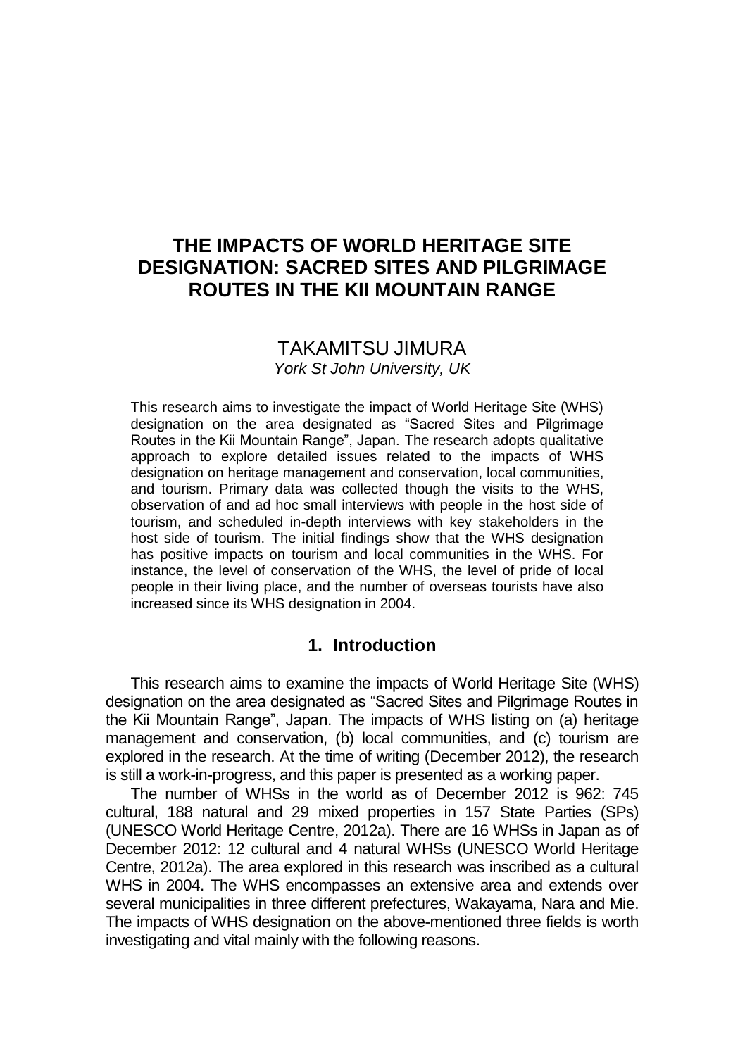# THE IMPACTS OF WORLD HERITAGE SITE DESIGNATION: SACRED SITES AND PILGRIMAGE ROUTES IN THE KII MOUNTAIN RANGE

TAKAMITSU JIMURA

*York St John University, UK*

This research aims to investigate the impact of World Heritage Site (WHS) designation on the area designated as "Sacred Sites and Pilgrimage Routes in the Kii Mountain Range", Japan. The research adopts qualitative approach to explore detailed issues related to the impacts of WHS designation on heritage management and conservation, local communities, and tourism. Primary data was collected though the visits to the WHS, observation of and ad hoc small interviews with people in the host side of tourism, and scheduled in-depth interviews with key stakeholders in the host side of tourism. The initial findings show that the WHS designation has positive impacts on tourism and local communities in the WHS. For instance, the level of conservation of the WHS, the level of pride of local people in their living place, and the number of overseas tourists have also increased since its WHS designation in 2004.

## 1. Introduction

This research aims to examine the impacts of World Heritage Site (WHS) designation on the area designated as "Sacred Sites and Pilgrimage Routes in the Kii Mountain Range", Japan. The impacts of WHS listing on (a) heritage management and conservation, (b) local communities, and (c) tourism are explored in the research. At the time of writing (December 2012), the research is still a work-in-progress, and this paper is presented as a working paper.

The number of WHSs in the world as of December 2012 is 962: 745 cultural, 188 natural and 29 mixed properties in 157 State Parties (SPs) (UNESCO World Heritage Centre, 2012a). There are 16 WHSs in Japan as of December 2012: 12 cultural and 4 natural WHSs (UNESCO World Heritage Centre, 2012a). The area explored in this research was inscribed as a cultural WHS in 2004. The WHS encompasses an extensive area and extends over several municipalities in three different prefectures, Wakayama, Nara and Mie. The impacts of WHS designation on the above-mentioned three fields is worth investigating and vital mainly with the following reasons.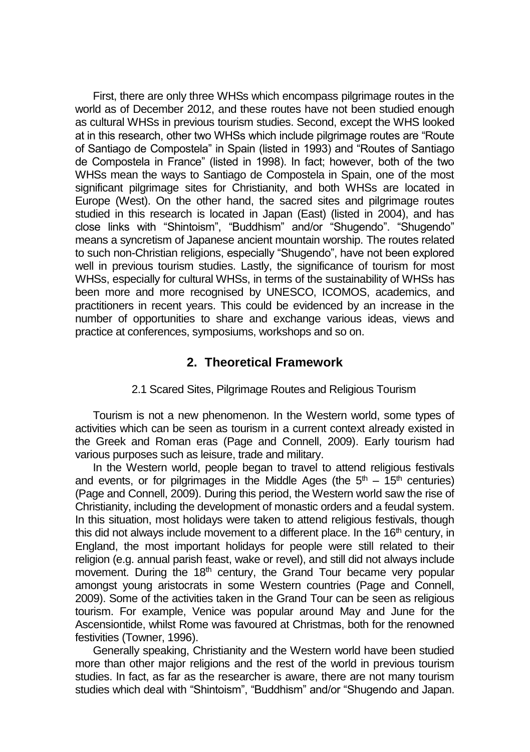First, there are only three WHSs which encompass pilgrimage routes in the world as of December 2012, and these routes have not been studied enough as cultural WHSs in previous tourism studies. Second, except the WHS looked at in this research, other two WHSs which include pilgrimage routes are “Route of Santiago de Compostela” in Spain (listed in 1993) and “Routes of Santiago de Compostela in France” (listed in 1998). In fact; however, both of the two WHSs mean the ways to Santiago de Compostela in Spain, one of the most significant pilgrimage sites for Christianity, and both WHSs are located in Europe (West). On the other hand, the sacred sites and pilgrimage routes studied in this research is located in Japan (East) (listed in 2004), and has close links with “Shintoism”, “Buddhism” and/or “Shugendo”. “Shugendo” means a syncretism of Japanese ancient mountain worship. The routes related to such non-Christian religions, especially “Shugendo”, have not been explored well in previous tourism studies. Lastly, the significance of tourism for most WHSs, especially for cultural WHSs, in terms of the sustainability of WHSs has been more and more recognised by UNESCO, ICOMOS, academics, and practitioners in recent years. This could be evidenced by an increase in the number of opportunities to share and exchange various ideas, views and practice at conferences, symposiums, workshops and so on.

## 2. Theoretical Framework

### 2.1 Scared Sites, Pilgrimage Routes and Religious Tourism

Tourism is not a new phenomenon. In the Western world, some types of activities which can be seen as tourism in a current context already existed in the Greek and Roman eras (Page and Connell, 2009). Early tourism had various purposes such as leisure, trade and military.

In the Western world, people began to travel to attend religious festivals and events, or for pilgrimages in the Middle Ages (the 5th – 15th centuries) (Page and Connell, 2009). During this period, the Western world saw the rise of Christianity, including the development of monastic orders and a feudal system. In this situation, most holidays were taken to attend religious festivals, though this did not always include movement to a different place. In the 16th century, in England, the most important holidays for people were still related to their religion (e.g. annual parish feast, wake or revel), and still did not always include movement. During the 18th century, the Grand Tour became very popular amongst young aristocrats in some Western countries (Page and Connell, 2009). Some of the activities taken in the Grand Tour can be seen as religious tourism. For example, Venice was popular around May and June for the Ascensiontide, whilst Rome was favoured at Christmas, both for the renowned festivities (Towner, 1996).

Generally speaking, Christianity and the Western world have been studied more than other major religions and the rest of the world in previous tourism studies. In fact, as far as the researcher is aware, there are not many tourism studies which deal with “Shintoism”, “Buddhism” and/or “Shugendo and Japan.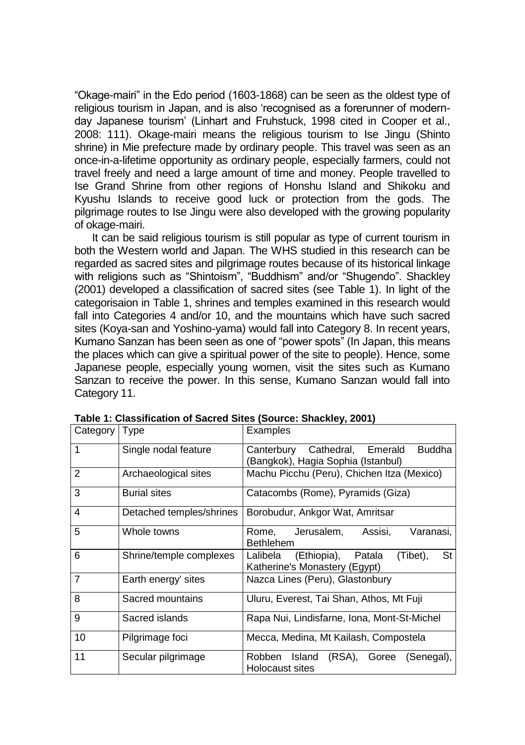"Okage-mairi" in the Edo period (1603-1868) can be seen as the oldest type of religious tourism in Japan, and is also 'recognised as a forerunner of modern-day Japanese tourism' (Linhart and Fruhstuck, 1998 cited in Cooper et al., 2008: 111). Okage-mairi means the religious tourism to Ise Jingu (Shinto shrine) in Mie prefecture made by ordinary people. This travel was seen as an once-in-a-lifetime opportunity as ordinary people, especially farmers, could not travel freely and need a large amount of time and money. People travelled to Ise Grand Shrine from other regions of Honshu Island and Shikoku and Kyushu Islands to receive good luck or protection from the gods. The pilgrimage routes to Ise Jingu were also developed with the growing popularity of okage-mairi.

It can be said religious tourism is still popular as type of current tourism in both the Western world and Japan. The WHS studied in this research can be regarded as sacred sites and pilgrimage routes because of its historical linkage with religions such as "Shintoism", "Buddhism" and/or "Shugendo". Shackley (2001) developed a classification of sacred sites (see Table 1). In light of the categorisaion in Table 1, shrines and temples examined in this research would fall into Categories 4 and/or 10, and the mountains which have such sacred sites (Koya-san and Yoshino-yama) would fall into Category 8. In recent years, Kumano Sanzan has been seen as one of "power spots" (In Japan, this means the places which can give a spiritual power of the site to people). Hence, some Japanese people, especially young women, visit the sites such as Kumano Sanzan to receive the power. In this sense, Kumano Sanzan would fall into Category 11.

**Table 1: Classification of Sacred Sites (Source: Shackley, 2001)**

| Category | Type | Examples |
|---|---|---|
| 1 | Single nodal feature | Canterbury Cathedral, Emerald Buddha (Bangkok), Hagia Sophia (Istanbul) |
| 2 | Archaeological sites | Machu Picchu (Peru), Chichen Itza (Mexico) |
| 3 | Burial sites | Catacombs (Rome), Pyramids (Giza) |
| 4 | Detached temples/shrines | Borobudur, Ankgor Wat, Amritsar |
| 5 | Whole towns | Rome, Jerusalem, Assisi, Varanasi, Bethlehem |
| 6 | Shrine/temple complexes | Lalibela (Ethiopia), Patala (Tibet), St Katherine's Monastery (Egypt) |
| 7 | Earth energy' sites | Nazca Lines (Peru), Glastonbury |
| 8 | Sacred mountains | Uluru, Everest, Tai Shan, Athos, Mt Fuji |
| 9 | Sacred islands | Rapa Nui, Lindisfarne, Iona, Mont-St-Michel |
| 10 | Pilgrimage foci | Mecca, Medina, Mt Kailash, Compostela |
| 11 | Secular pilgrimage | Robben Island (RSA), Goree (Senegal), Holocaust sites |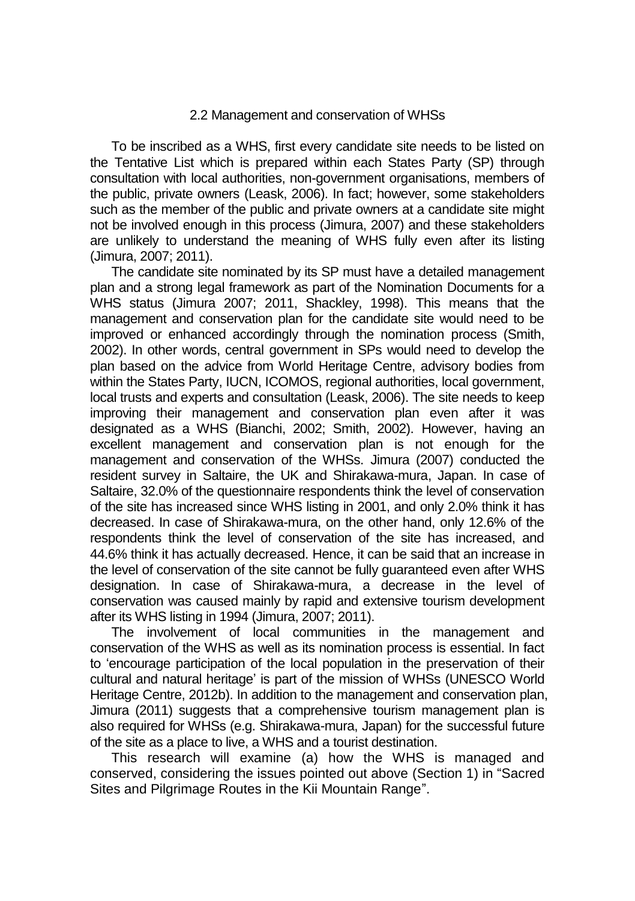## 2.2 Management and conservation of WHSs

To be inscribed as a WHS, first every candidate site needs to be listed on the Tentative List which is prepared within each States Party (SP) through consultation with local authorities, non-government organisations, members of the public, private owners (Leask, 2006). In fact; however, some stakeholders such as the member of the public and private owners at a candidate site might not be involved enough in this process (Jimura, 2007) and these stakeholders are unlikely to understand the meaning of WHS fully even after its listing (Jimura, 2007; 2011).

The candidate site nominated by its SP must have a detailed management plan and a strong legal framework as part of the Nomination Documents for a WHS status (Jimura 2007; 2011, Shackley, 1998). This means that the management and conservation plan for the candidate site would need to be improved or enhanced accordingly through the nomination process (Smith, 2002). In other words, central government in SPs would need to develop the plan based on the advice from World Heritage Centre, advisory bodies from within the States Party, IUCN, ICOMOS, regional authorities, local government, local trusts and experts and consultation (Leask, 2006). The site needs to keep improving their management and conservation plan even after it was designated as a WHS (Bianchi, 2002; Smith, 2002). However, having an excellent management and conservation plan is not enough for the management and conservation of the WHSs. Jimura (2007) conducted the resident survey in Saltaire, the UK and Shirakawa-mura, Japan. In case of Saltaire, 32.0% of the questionnaire respondents think the level of conservation of the site has increased since WHS listing in 2001, and only 2.0% think it has decreased. In case of Shirakawa-mura, on the other hand, only 12.6% of the respondents think the level of conservation of the site has increased, and 44.6% think it has actually decreased. Hence, it can be said that an increase in the level of conservation of the site cannot be fully guaranteed even after WHS designation. In case of Shirakawa-mura, a decrease in the level of conservation was caused mainly by rapid and extensive tourism development after its WHS listing in 1994 (Jimura, 2007; 2011).

The involvement of local communities in the management and conservation of the WHS as well as its nomination process is essential. In fact to 'encourage participation of the local population in the preservation of their cultural and natural heritage' is part of the mission of WHSs (UNESCO World Heritage Centre, 2012b). In addition to the management and conservation plan, Jimura (2011) suggests that a comprehensive tourism management plan is also required for WHSs (e.g. Shirakawa-mura, Japan) for the successful future of the site as a place to live, a WHS and a tourist destination.

This research will examine (a) how the WHS is managed and conserved, considering the issues pointed out above (Section 1) in "Sacred Sites and Pilgrimage Routes in the Kii Mountain Range".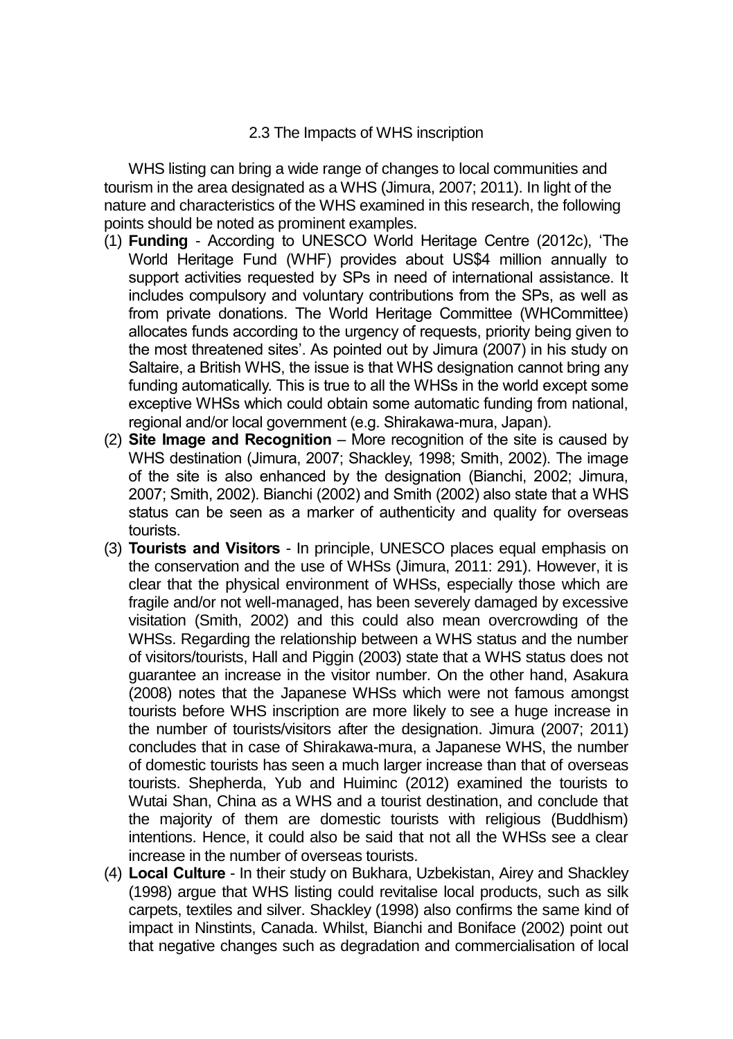### 2.3 The Impacts of WHS inscription

WHS listing can bring a wide range of changes to local communities and tourism in the area designated as a WHS (Jimura, 2007; 2011). In light of the nature and characteristics of the WHS examined in this research, the following points should be noted as prominent examples.

1. **Funding** - According to UNESCO World Heritage Centre (2012c), 'The World Heritage Fund (WHF) provides about US$4 million annually to support activities requested by SPs in need of international assistance. It includes compulsory and voluntary contributions from the SPs, as well as from private donations. The World Heritage Committee (WHCommittee) allocates funds according to the urgency of requests, priority being given to the most threatened sites'. As pointed out by Jimura (2007) in his study on Saltaire, a British WHS, the issue is that WHS designation cannot bring any funding automatically. This is true to all the WHSs in the world except some exceptive WHSs which could obtain some automatic funding from national, regional and/or local government (e.g. Shirakawa-mura, Japan).
2. **Site Image and Recognition** – More recognition of the site is caused by WHS destination (Jimura, 2007; Shackley, 1998; Smith, 2002). The image of the site is also enhanced by the designation (Bianchi, 2002; Jimura, 2007; Smith, 2002). Bianchi (2002) and Smith (2002) also state that a WHS status can be seen as a marker of authenticity and quality for overseas tourists.
3. **Tourists and Visitors** - In principle, UNESCO places equal emphasis on the conservation and the use of WHSs (Jimura, 2011: 291). However, it is clear that the physical environment of WHSs, especially those which are fragile and/or not well-managed, has been severely damaged by excessive visitation (Smith, 2002) and this could also mean overcrowding of the WHSs. Regarding the relationship between a WHS status and the number of visitors/tourists, Hall and Piggin (2003) state that a WHS status does not guarantee an increase in the visitor number. On the other hand, Asakura (2008) notes that the Japanese WHSs which were not famous amongst tourists before WHS inscription are more likely to see a huge increase in the number of tourists/visitors after the designation. Jimura (2007; 2011) concludes that in case of Shirakawa-mura, a Japanese WHS, the number of domestic tourists has seen a much larger increase than that of overseas tourists. Shepherda, Yub and Huiminc (2012) examined the tourists to Wutai Shan, China as a WHS and a tourist destination, and conclude that the majority of them are domestic tourists with religious (Buddhism) intentions. Hence, it could also be said that not all the WHSs see a clear increase in the number of overseas tourists.
4. **Local Culture** - In their study on Bukhara, Uzbekistan, Airey and Shackley (1998) argue that WHS listing could revitalise local products, such as silk carpets, textiles and silver. Shackley (1998) also confirms the same kind of impact in Ninstints, Canada. Whilst, Bianchi and Boniface (2002) point out that negative changes such as degradation and commercialisation of local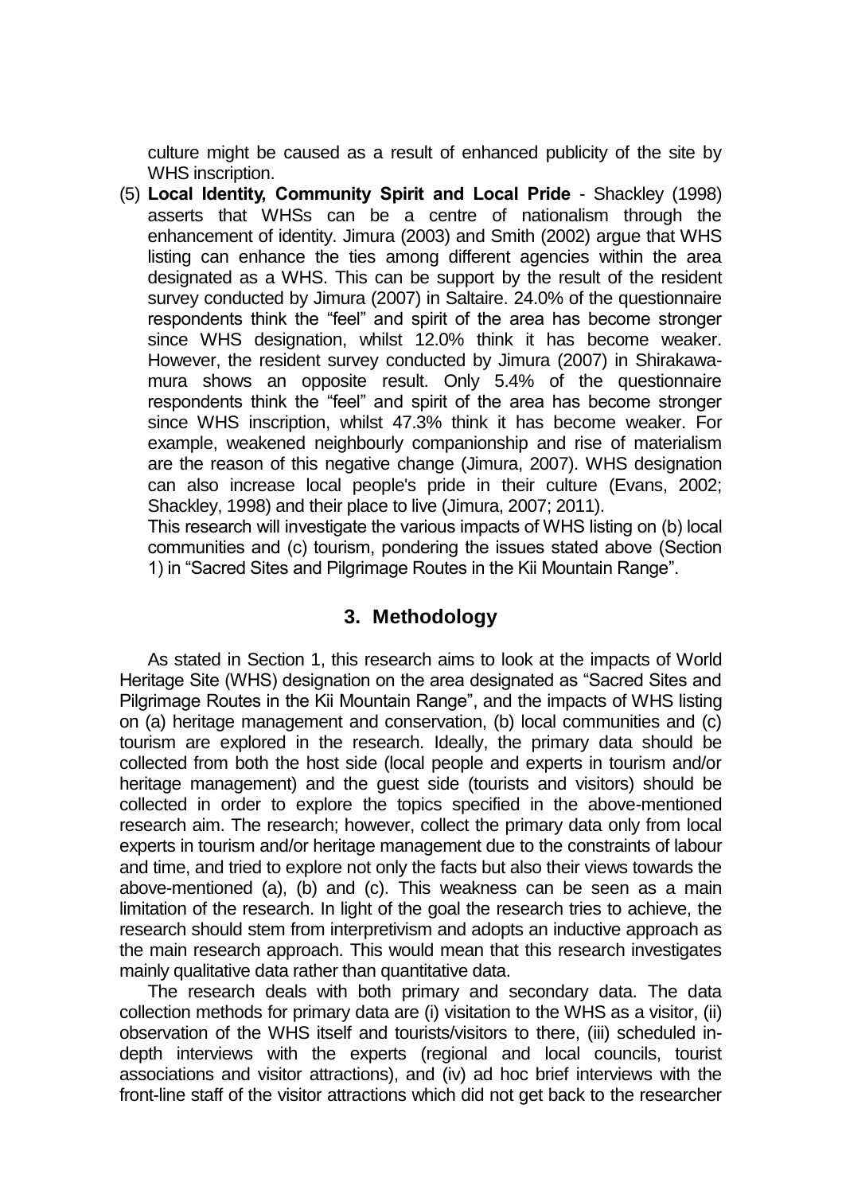culture might be caused as a result of enhanced publicity of the site by WHS inscription.

(5) **Local Identity, Community Spirit and Local Pride** - Shackley (1998) asserts that WHSs can be a centre of nationalism through the enhancement of identity. Jimura (2003) and Smith (2002) argue that WHS listing can enhance the ties among different agencies within the area designated as a WHS. This can be support by the result of the resident survey conducted by Jimura (2007) in Saltaire. 24.0% of the questionnaire respondents think the "feel" and spirit of the area has become stronger since WHS designation, whilst 12.0% think it has become weaker. However, the resident survey conducted by Jimura (2007) in Shirakawa-mura shows an opposite result. Only 5.4% of the questionnaire respondents think the "feel" and spirit of the area has become stronger since WHS inscription, whilst 47.3% think it has become weaker. For example, weakened neighbourly companionship and rise of materialism are the reason of this negative change (Jimura, 2007). WHS designation can also increase local people's pride in their culture (Evans, 2002; Shackley, 1998) and their place to live (Jimura, 2007; 2011).

This research will investigate the various impacts of WHS listing on (b) local communities and (c) tourism, pondering the issues stated above (Section 1) in "Sacred Sites and Pilgrimage Routes in the Kii Mountain Range".

## 3. Methodology

As stated in Section 1, this research aims to look at the impacts of World Heritage Site (WHS) designation on the area designated as "Sacred Sites and Pilgrimage Routes in the Kii Mountain Range", and the impacts of WHS listing on (a) heritage management and conservation, (b) local communities and (c) tourism are explored in the research. Ideally, the primary data should be collected from both the host side (local people and experts in tourism and/or heritage management) and the guest side (tourists and visitors) should be collected in order to explore the topics specified in the above-mentioned research aim. The research; however, collect the primary data only from local experts in tourism and/or heritage management due to the constraints of labour and time, and tried to explore not only the facts but also their views towards the above-mentioned (a), (b) and (c). This weakness can be seen as a main limitation of the research. In light of the goal the research tries to achieve, the research should stem from interpretivism and adopts an inductive approach as the main research approach. This would mean that this research investigates mainly qualitative data rather than quantitative data.

The research deals with both primary and secondary data. The data collection methods for primary data are (i) visitation to the WHS as a visitor, (ii) observation of the WHS itself and tourists/visitors to there, (iii) scheduled in-depth interviews with the experts (regional and local councils, tourist associations and visitor attractions), and (iv) ad hoc brief interviews with the front-line staff of the visitor attractions which did not get back to the researcher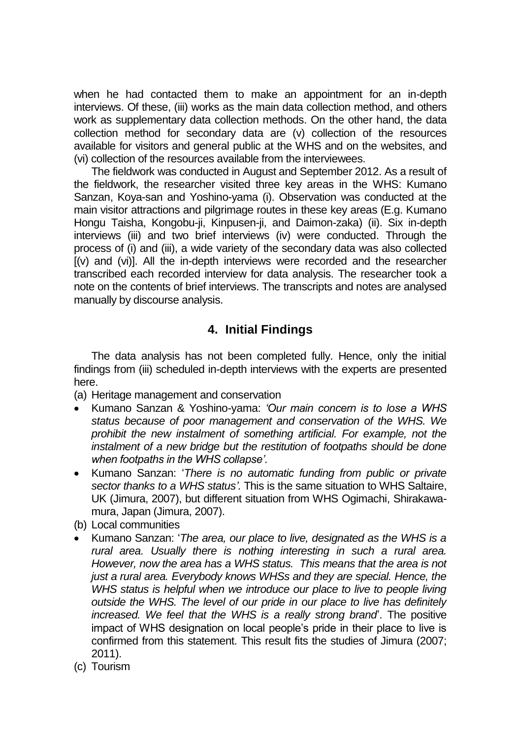when he had contacted them to make an appointment for an in-depth interviews. Of these, (iii) works as the main data collection method, and others work as supplementary data collection methods. On the other hand, the data collection method for secondary data are (v) collection of the resources available for visitors and general public at the WHS and on the websites, and (vi) collection of the resources available from the interviewees.

The fieldwork was conducted in August and September 2012. As a result of the fieldwork, the researcher visited three key areas in the WHS: Kumano Sanzan, Koya-san and Yoshino-yama (i). Observation was conducted at the main visitor attractions and pilgrimage routes in these key areas (E.g. Kumano Hongu Taisha, Kongobu-ji, Kinpusen-ji, and Daimon-zaka) (ii). Six in-depth interviews (iii) and two brief interviews (iv) were conducted. Through the process of (i) and (iii), a wide variety of the secondary data was also collected [(v) and (vi)]. All the in-depth interviews were recorded and the researcher transcribed each recorded interview for data analysis. The researcher took a note on the contents of brief interviews. The transcripts and notes are analysed manually by discourse analysis.

## 4. Initial Findings

The data analysis has not been completed fully. Hence, only the initial findings from (iii) scheduled in-depth interviews with the experts are presented here.

(a) Heritage management and conservation

- Kumano Sanzan & Yoshino-yama: *'Our main concern is to lose a WHS status because of poor management and conservation of the WHS. We prohibit the new instalment of something artificial. For example, not the instalment of a new bridge but the restitution of footpaths should be done when footpaths in the WHS collapse'*.
- Kumano Sanzan: '*There is no automatic funding from public or private sector thanks to a WHS status'*. This is the same situation to WHS Saltaire, UK (Jimura, 2007), but different situation from WHS Ogimachi, Shirakawa-mura, Japan (Jimura, 2007).

(b) Local communities

- Kumano Sanzan: '*The area, our place to live, designated as the WHS is a rural area. Usually there is nothing interesting in such a rural area. However, now the area has a WHS status. This means that the area is not just a rural area. Everybody knows WHSs and they are special. Hence, the WHS status is helpful when we introduce our place to live to people living outside the WHS. The level of our pride in our place to live has definitely increased. We feel that the WHS is a really strong brand*'. The positive impact of WHS designation on local people's pride in their place to live is confirmed from this statement. This result fits the studies of Jimura (2007; 2011).

(c) Tourism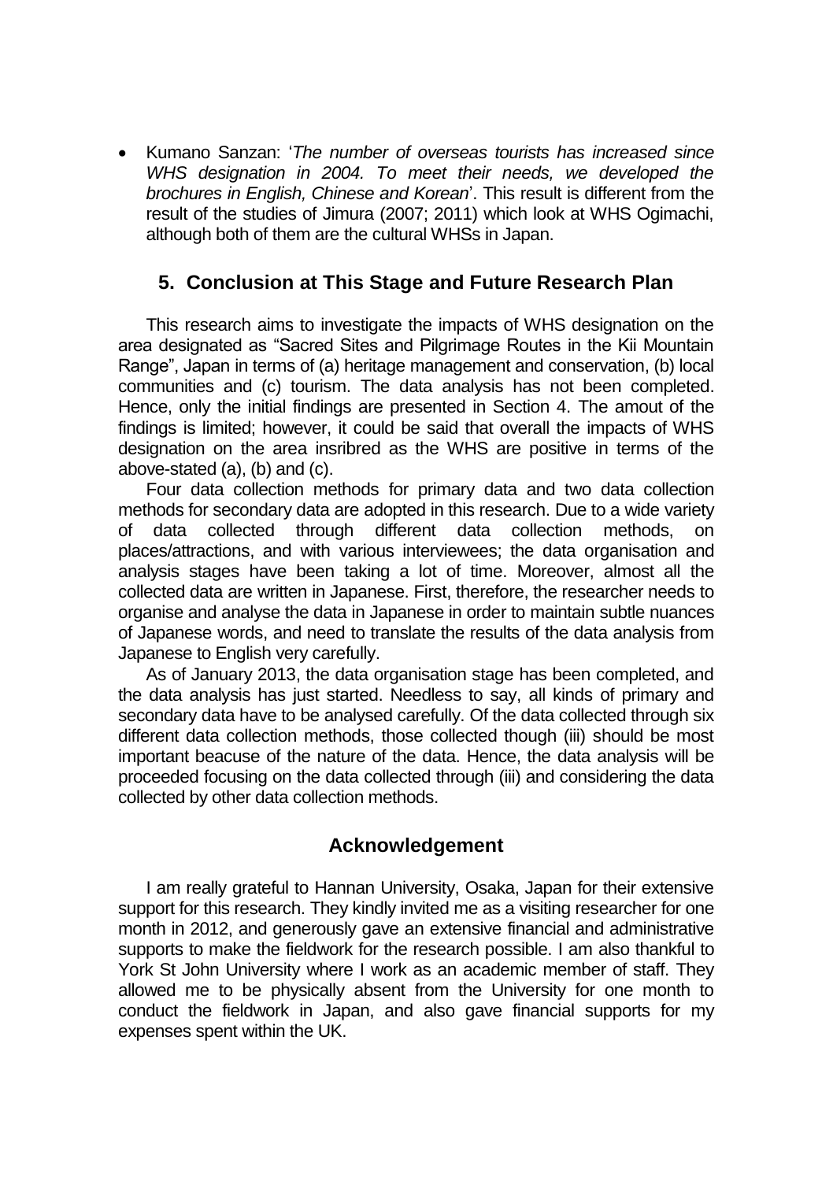- Kumano Sanzan: '*The number of overseas tourists has increased since WHS designation in 2004. To meet their needs, we developed the brochures in English, Chinese and Korean*'. This result is different from the result of the studies of Jimura (2007; 2011) which look at WHS Ogimachi, although both of them are the cultural WHSs in Japan.

## 5. Conclusion at This Stage and Future Research Plan

This research aims to investigate the impacts of WHS designation on the area designated as "Sacred Sites and Pilgrimage Routes in the Kii Mountain Range", Japan in terms of (a) heritage management and conservation, (b) local communities and (c) tourism. The data analysis has not been completed. Hence, only the initial findings are presented in Section 4. The amout of the findings is limited; however, it could be said that overall the impacts of WHS designation on the area insribred as the WHS are positive in terms of the above-stated (a), (b) and (c).

Four data collection methods for primary data and two data collection methods for secondary data are adopted in this research. Due to a wide variety of data collected through different data collection methods, on places/attractions, and with various interviewees; the data organisation and analysis stages have been taking a lot of time. Moreover, almost all the collected data are written in Japanese. First, therefore, the researcher needs to organise and analyse the data in Japanese in order to maintain subtle nuances of Japanese words, and need to translate the results of the data analysis from Japanese to English very carefully.

As of January 2013, the data organisation stage has been completed, and the data analysis has just started. Needless to say, all kinds of primary and secondary data have to be analysed carefully. Of the data collected through six different data collection methods, those collected though (iii) should be most important beacuse of the nature of the data. Hence, the data analysis will be proceeded focusing on the data collected through (iii) and considering the data collected by other data collection methods.

## Acknowledgement

I am really grateful to Hannan University, Osaka, Japan for their extensive support for this research. They kindly invited me as a visiting researcher for one month in 2012, and generously gave an extensive financial and administrative supports to make the fieldwork for the research possible. I am also thankful to York St John University where I work as an academic member of staff. They allowed me to be physically absent from the University for one month to conduct the fieldwork in Japan, and also gave financial supports for my expenses spent within the UK.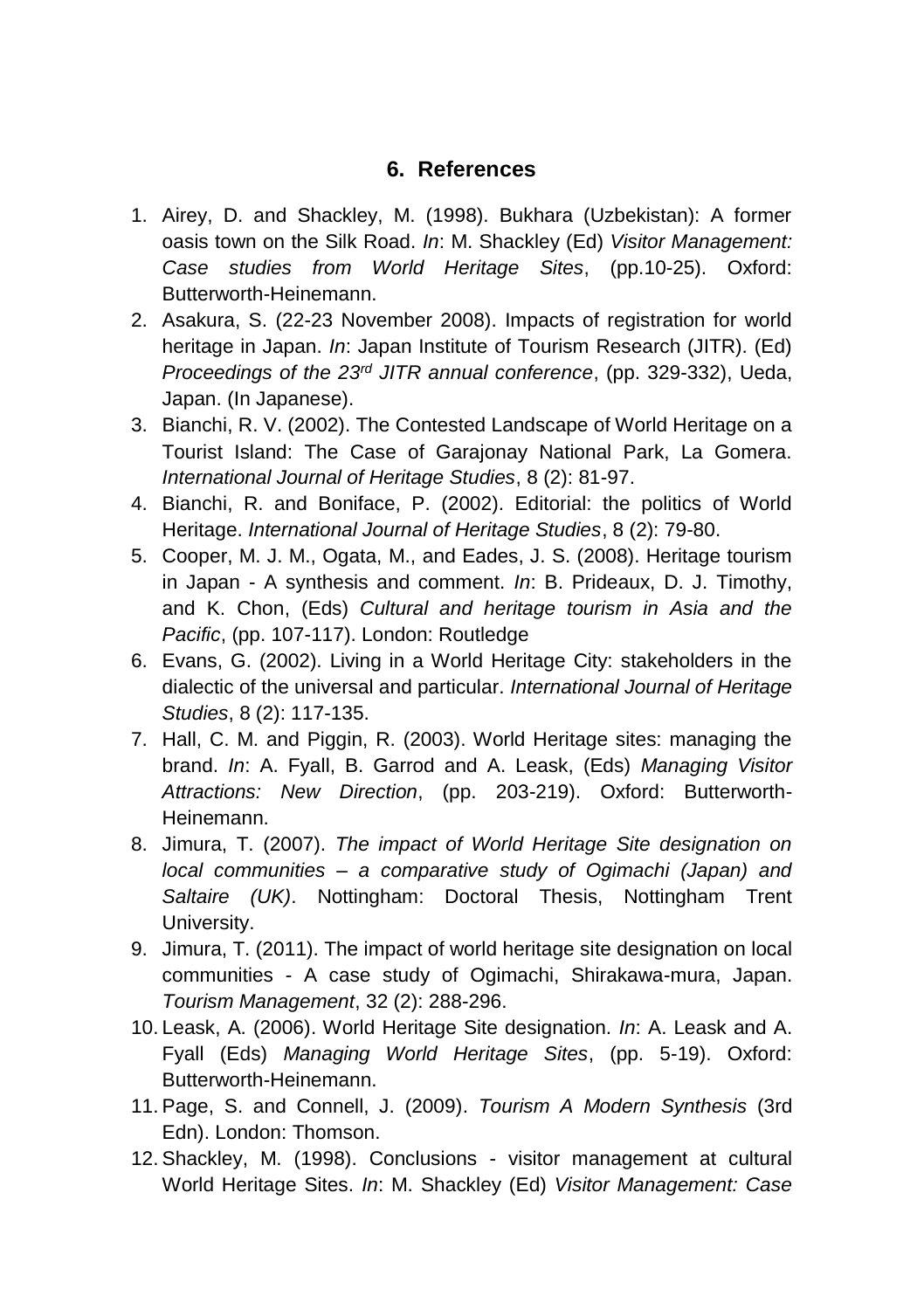## 6. References

1. Airey, D. and Shackley, M. (1998). Bukhara (Uzbekistan): A former oasis town on the Silk Road. *In*: M. Shackley (Ed) *Visitor Management: Case studies from World Heritage Sites*, (pp.10-25). Oxford: Butterworth-Heinemann.
2. Asakura, S. (22-23 November 2008). Impacts of registration for world heritage in Japan. *In*: Japan Institute of Tourism Research (JITR). (Ed) *Proceedings of the 23rd JITR annual conference*, (pp. 329-332), Ueda, Japan. (In Japanese).
3. Bianchi, R. V. (2002). The Contested Landscape of World Heritage on a Tourist Island: The Case of Garajonay National Park, La Gomera. *International Journal of Heritage Studies*, 8 (2): 81-97.
4. Bianchi, R. and Boniface, P. (2002). Editorial: the politics of World Heritage. *International Journal of Heritage Studies*, 8 (2): 79-80.
5. Cooper, M. J. M., Ogata, M., and Eades, J. S. (2008). Heritage tourism in Japan - A synthesis and comment. *In*: B. Prideaux, D. J. Timothy, and K. Chon, (Eds) *Cultural and heritage tourism in Asia and the Pacific*, (pp. 107-117). London: Routledge
6. Evans, G. (2002). Living in a World Heritage City: stakeholders in the dialectic of the universal and particular. *International Journal of Heritage Studies*, 8 (2): 117-135.
7. Hall, C. M. and Piggin, R. (2003). World Heritage sites: managing the brand. *In*: A. Fyall, B. Garrod and A. Leask, (Eds) *Managing Visitor Attractions: New Direction*, (pp. 203-219). Oxford: Butterworth-Heinemann.
8. Jimura, T. (2007). *The impact of World Heritage Site designation on local communities – a comparative study of Ogimachi (Japan) and Saltaire (UK)*. Nottingham: Doctoral Thesis, Nottingham Trent University.
9. Jimura, T. (2011). The impact of world heritage site designation on local communities - A case study of Ogimachi, Shirakawa-mura, Japan. *Tourism Management*, 32 (2): 288-296.
10. Leask, A. (2006). World Heritage Site designation. *In*: A. Leask and A. Fyall (Eds) *Managing World Heritage Sites*, (pp. 5-19). Oxford: Butterworth-Heinemann.
11. Page, S. and Connell, J. (2009). *Tourism A Modern Synthesis* (3rd Edn). London: Thomson.
12. Shackley, M. (1998). Conclusions - visitor management at cultural World Heritage Sites. *In*: M. Shackley (Ed) *Visitor Management: Case*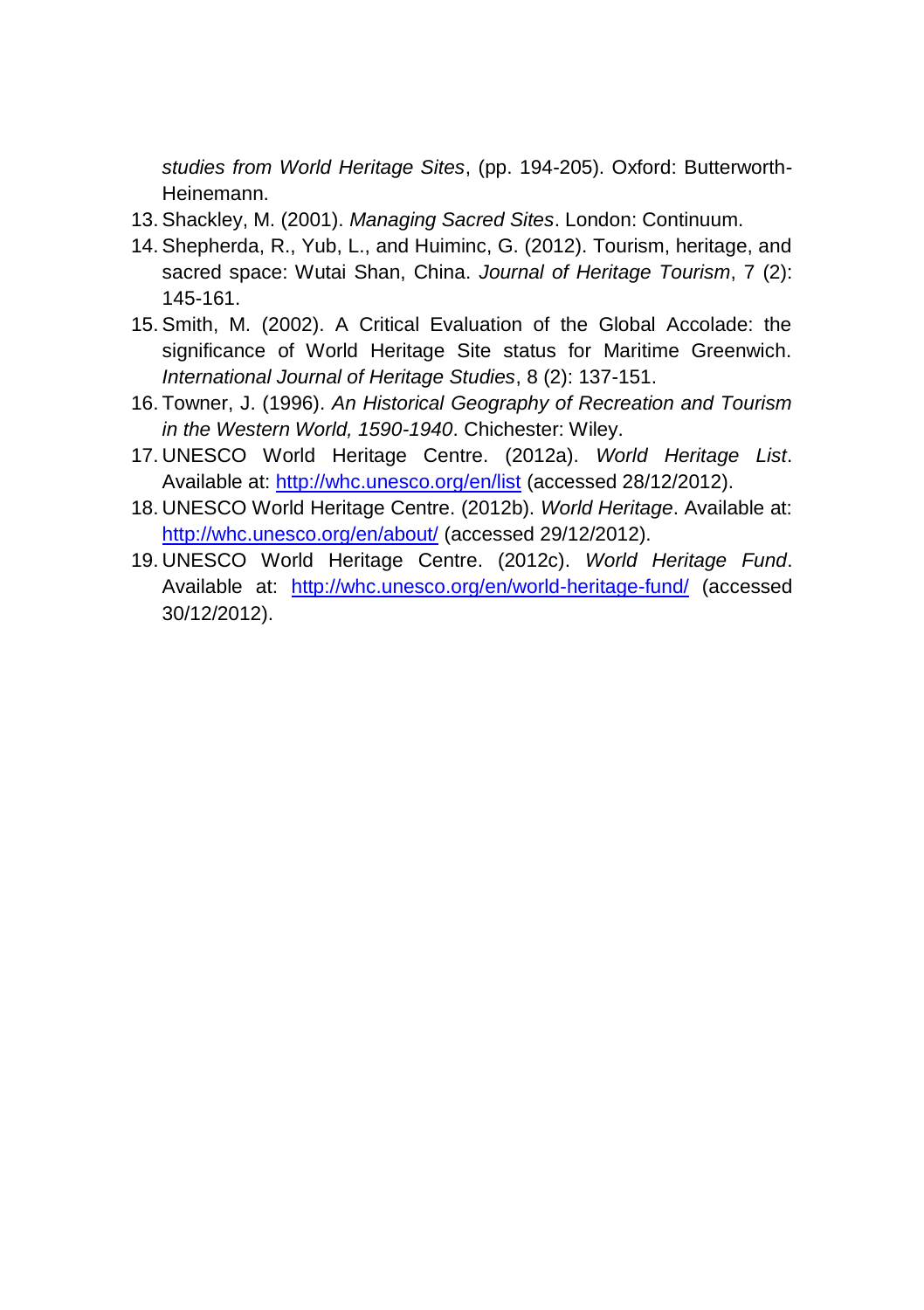*studies from World Heritage Sites*, (pp. 194-205). Oxford: Butterworth-Heinemann.

13. Shackley, M. (2001). *Managing Sacred Sites*. London: Continuum.
14. Shepherda, R., Yub, L., and Huiminc, G. (2012). Tourism, heritage, and sacred space: Wutai Shan, China. *Journal of Heritage Tourism*, 7 (2): 145-161.
15. Smith, M. (2002). A Critical Evaluation of the Global Accolade: the significance of World Heritage Site status for Maritime Greenwich. *International Journal of Heritage Studies*, 8 (2): 137-151.
16. Towner, J. (1996). *An Historical Geography of Recreation and Tourism in the Western World, 1590-1940*. Chichester: Wiley.
17. UNESCO World Heritage Centre. (2012a). *World Heritage List*. Available at: http://whc.unesco.org/en/list (accessed 28/12/2012).
18. UNESCO World Heritage Centre. (2012b). *World Heritage*. Available at: http://whc.unesco.org/en/about/ (accessed 29/12/2012).
19. UNESCO World Heritage Centre. (2012c). *World Heritage Fund*. Available at: http://whc.unesco.org/en/world-heritage-fund/ (accessed 30/12/2012).